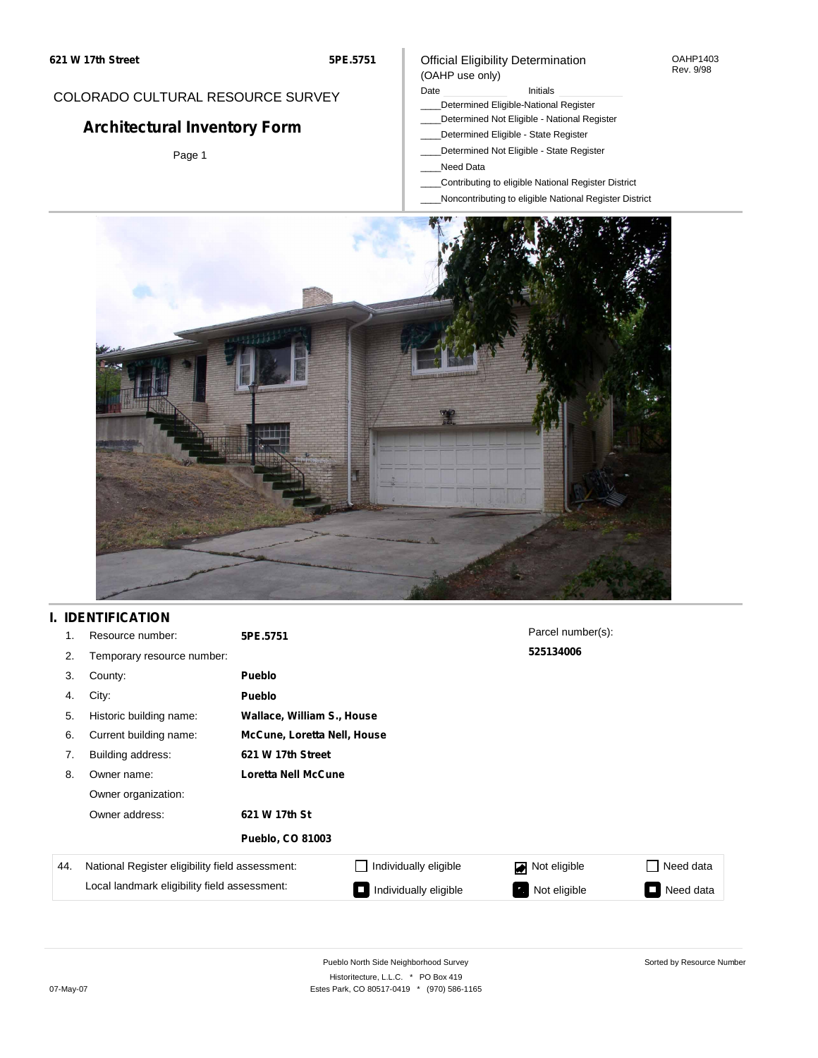621 W 17th Street

5PE.5751

COLORADO CULTURAL RESOURCE SURVEY

# Architectural Inventory Form

Page 1

Official Eligibility Determination
(OAHP use only)

OAHP1403
Rev. 9/98

Date ____________ Initials ____________

____Determined Eligible-National Register
____Determined Not Eligible - National Register
____Determined Eligible - State Register
____Determined Not Eligible - State Register
____Need Data
____Contributing to eligible National Register District
____Noncontributing to eligible National Register District

## I. IDENTIFICATION

| | | |
|---|---|---|
| 1. | Resource number: | **5PE.5751** |
| 2. | Temporary resource number: | |
| 3. | County: | **Pueblo** |
| 4. | City: | **Pueblo** |
| 5. | Historic building name: | **Wallace, William S., House** |
| 6. | Current building name: | **McCune, Loretta Nell, House** |
| 7. | Building address: | **621 W 17th Street** |
| 8. | Owner name: | **Loretta Nell McCune** |
| | Owner organization: | |
| | Owner address: | **621 W 17th St** |
| | | **Pueblo, CO 81003** |

Parcel number(s):
**525134006**

| 44. | | | | |
|---|---|---|---|---|
| National Register eligibility field assessment: | ☐ Individually eligible | ☑ Not eligible | ☐ Need data |
| Local landmark eligibility field assessment: | ☐ Individually eligible | ☑ Not eligible | ☐ Need data |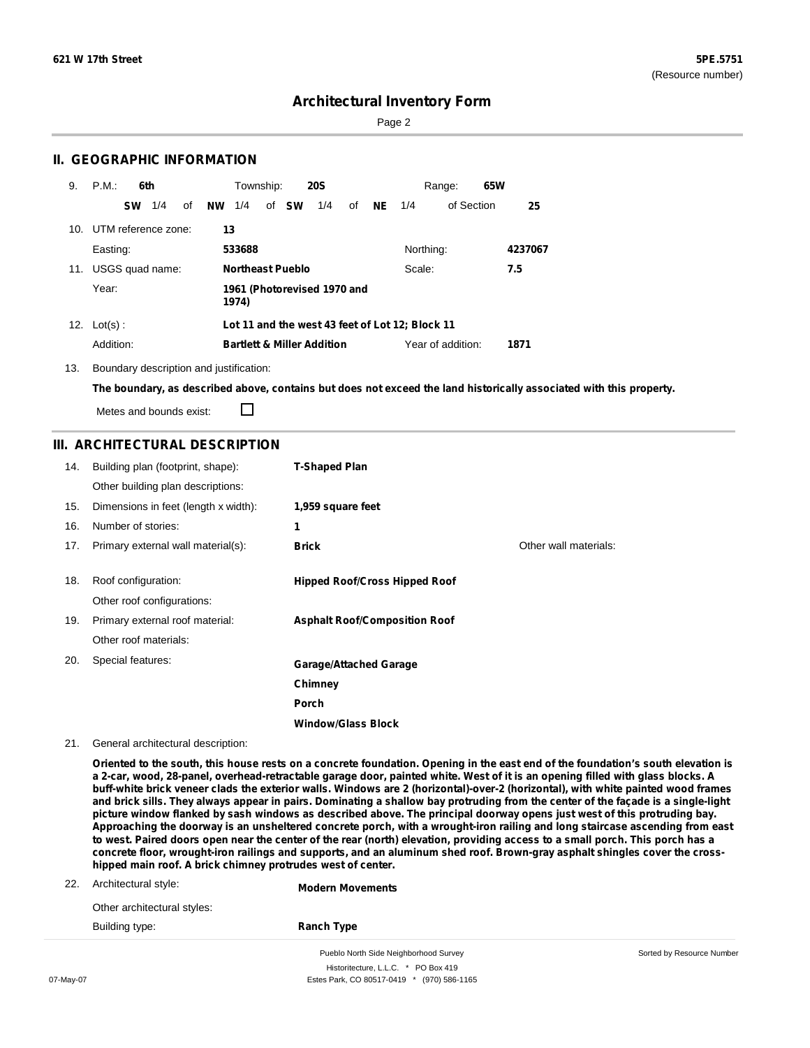# Architectural Inventory Form

## II. GEOGRAPHIC INFORMATION

9. P.M.: **6th** Township: **20S** Range: **65W**
   **SW** 1/4 of **NW** 1/4 of **SW** 1/4 of **NE** 1/4 of Section **25**

10. UTM reference zone: **13**
    Easting: **533688** Northing: **4237067**

11. USGS quad name: **Northeast Pueblo** Scale: **7.5**
    Year: **1961 (Photorevised 1970 and 1974)**

12. Lot(s): **Lot 11 and the west 43 feet of Lot 12; Block 11**
    Addition: **Bartlett & Miller Addition** Year of addition: **1871**

13. Boundary description and justification:
    **The boundary, as described above, contains but does not exceed the land historically associated with this property.**
    Metes and bounds exist: ☐

## III. ARCHITECTURAL DESCRIPTION

14. Building plan (footprint, shape): **T-Shaped Plan**
    Other building plan descriptions:

15. Dimensions in feet (length x width): **1,959 square feet**

16. Number of stories: **1**

17. Primary external wall material(s): **Brick** Other wall materials:

18. Roof configuration: **Hipped Roof/Cross Hipped Roof**
    Other roof configurations:

19. Primary external roof material: **Asphalt Roof/Composition Roof**
    Other roof materials:

20. Special features: **Garage/Attached Garage**
    **Chimney**
    **Porch**
    **Window/Glass Block**

21. General architectural description:
    **Oriented to the south, this house rests on a concrete foundation. Opening in the east end of the foundation's south elevation is a 2-car, wood, 28-panel, overhead-retractable garage door, painted white. West of it is an opening filled with glass blocks. A buff-white brick veneer clads the exterior walls. Windows are 2 (horizontal)-over-2 (horizontal), with white painted wood frames and brick sills. They always appear in pairs. Dominating a shallow bay protruding from the center of the façade is a single-light picture window flanked by sash windows as described above. The principal doorway opens just west of this protruding bay. Approaching the doorway is an unsheltered concrete porch, with a wrought-iron railing and long staircase ascending from east to west. Paired doors open near the center of the rear (north) elevation, providing access to a small porch. This porch has a concrete floor, wrought-iron railings and supports, and an aluminum shed roof. Brown-gray asphalt shingles cover the cross-hipped main roof. A brick chimney protrudes west of center.**

22. Architectural style: **Modern Movements**
    Other architectural styles:
    Building type: **Ranch Type**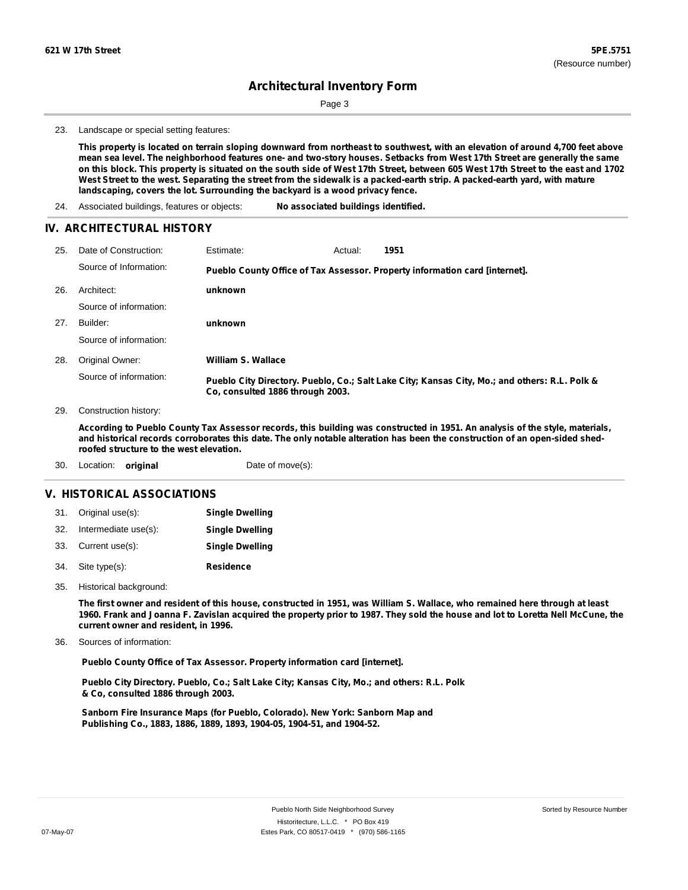23. Landscape or special setting features:

**This property is located on terrain sloping downward from northeast to southwest, with an elevation of around 4,700 feet above mean sea level. The neighborhood features one- and two-story houses. Setbacks from West 17th Street are generally the same on this block. This property is situated on the south side of West 17th Street, between 605 West 17th Street to the east and 1702 West Street to the west. Separating the street from the sidewalk is a packed-earth strip. A packed-earth yard, with mature landscaping, covers the lot. Surrounding the backyard is a wood privacy fence.**

24. Associated buildings, features or objects: **No associated buildings identified.**

## IV. ARCHITECTURAL HISTORY

25. Date of Construction: Estimate: Actual: **1951**

    Source of Information: **Pueblo County Office of Tax Assessor. Property information card [internet].**

26. Architect: **unknown**

    Source of information:

27. Builder: **unknown**

    Source of information:

28. Original Owner: **William S. Wallace**

    Source of information: **Pueblo City Directory. Pueblo, Co.; Salt Lake City; Kansas City, Mo.; and others: R.L. Polk & Co, consulted 1886 through 2003.**

29. Construction history:

**According to Pueblo County Tax Assessor records, this building was constructed in 1951. An analysis of the style, materials, and historical records corroborates this date. The only notable alteration has been the construction of an open-sided shed-roofed structure to the west elevation.**

30. Location: **original** Date of move(s):

## V. HISTORICAL ASSOCIATIONS

31. Original use(s): **Single Dwelling**
32. Intermediate use(s): **Single Dwelling**
33. Current use(s): **Single Dwelling**
34. Site type(s): **Residence**
35. Historical background:

**The first owner and resident of this house, constructed in 1951, was William S. Wallace, who remained here through at least 1960. Frank and Joanna F. Zavislan acquired the property prior to 1987. They sold the house and lot to Loretta Nell McCune, the current owner and resident, in 1996.**

36. Sources of information:

**Pueblo County Office of Tax Assessor. Property information card [internet].**

**Pueblo City Directory. Pueblo, Co.; Salt Lake City; Kansas City, Mo.; and others: R.L. Polk & Co, consulted 1886 through 2003.**

**Sanborn Fire Insurance Maps (for Pueblo, Colorado). New York: Sanborn Map and Publishing Co., 1883, 1886, 1889, 1893, 1904-05, 1904-51, and 1904-52.**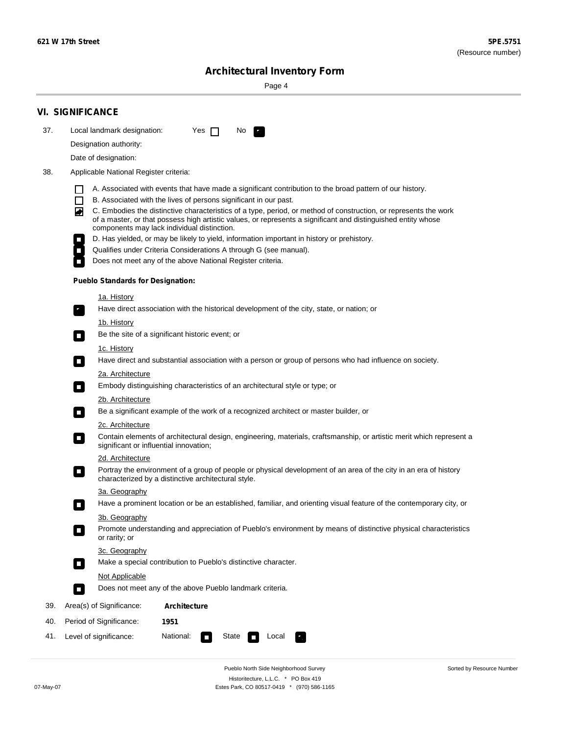## VI. SIGNIFICANCE

37. Local landmark designation: Yes [ ] No [x]

Designation authority:

Date of designation:

38. Applicable National Register criteria:

- [ ] A. Associated with events that have made a significant contribution to the broad pattern of our history.
- [ ] B. Associated with the lives of persons significant in our past.
- [x] C. Embodies the distinctive characteristics of a type, period, or method of construction, or represents the work of a master, or that possess high artistic values, or represents a significant and distinguished entity whose components may lack individual distinction.
- [ ] D. Has yielded, or may be likely to yield, information important in history or prehistory.
- [ ] Qualifies under Criteria Considerations A through G (see manual).
- [ ] Does not meet any of the above National Register criteria.

**Pueblo Standards for Designation:**

1a. History
- [x] Have direct association with the historical development of the city, state, or nation; or

1b. History
- [ ] Be the site of a significant historic event; or

1c. History
- [ ] Have direct and substantial association with a person or group of persons who had influence on society.

2a. Architecture
- [ ] Embody distinguishing characteristics of an architectural style or type; or

2b. Architecture
- [ ] Be a significant example of the work of a recognized architect or master builder, or

2c. Architecture
- [ ] Contain elements of architectural design, engineering, materials, craftsmanship, or artistic merit which represent a significant or influential innovation;

2d. Architecture
- [ ] Portray the environment of a group of people or physical development of an area of the city in an era of history characterized by a distinctive architectural style.

3a. Geography
- [ ] Have a prominent location or be an established, familiar, and orienting visual feature of the contemporary city, or

3b. Geography
- [ ] Promote understanding and appreciation of Pueblo's environment by means of distinctive physical characteristics or rarity; or

3c. Geography
- [ ] Make a special contribution to Pueblo's distinctive character.

Not Applicable
- [ ] Does not meet any of the above Pueblo landmark criteria.

39. Area(s) of Significance: **Architecture**

40. Period of Significance: **1951**

41. Level of significance: National: [ ] State [ ] Local [x]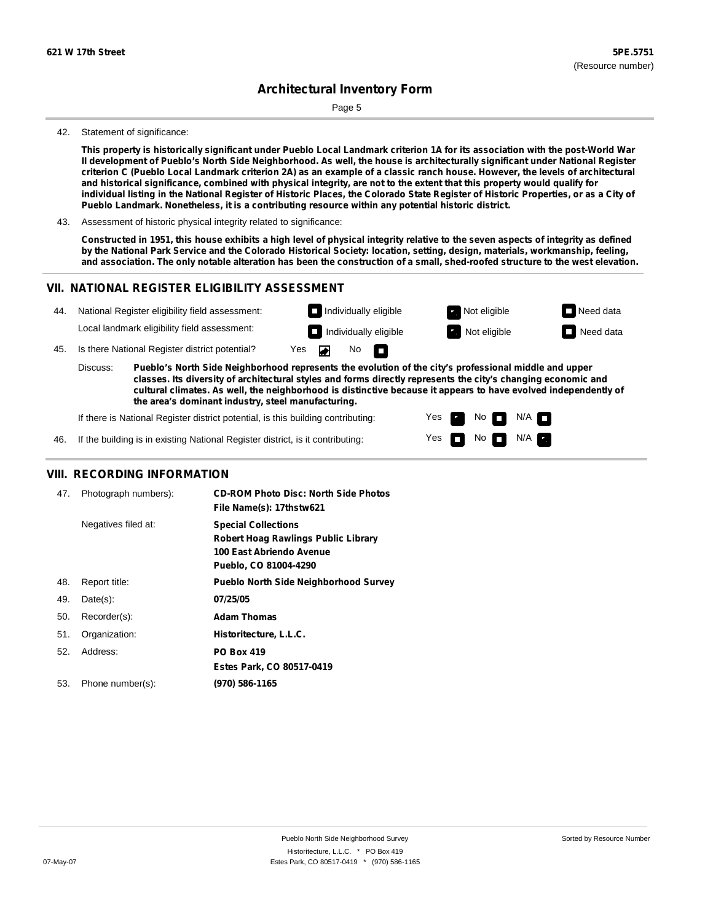**621 W 17th Street** **5PE.5751**
(Resource number)

# Architectural Inventory Form

42. Statement of significance:

**This property is historically significant under Pueblo Local Landmark criterion 1A for its association with the post-World War II development of Pueblo's North Side Neighborhood. As well, the house is architecturally significant under National Register criterion C (Pueblo Local Landmark criterion 2A) as an example of a classic ranch house. However, the levels of architectural and historical significance, combined with physical integrity, are not to the extent that this property would qualify for individual listing in the National Register of Historic Places, the Colorado State Register of Historic Properties, or as a City of Pueblo Landmark. Nonetheless, it is a contributing resource within any potential historic district.**

43. Assessment of historic physical integrity related to significance:

**Constructed in 1951, this house exhibits a high level of physical integrity relative to the seven aspects of integrity as defined by the National Park Service and the Colorado Historical Society: location, setting, design, materials, workmanship, feeling, and association. The only notable alteration has been the construction of a small, shed-roofed structure to the west elevation.**

## VII. NATIONAL REGISTER ELIGIBILITY ASSESSMENT

44. National Register eligibility field assessment: ☐ Individually eligible ☒ Not eligible ☐ Need data

Local landmark eligibility field assessment: ☐ Individually eligible ☒ Not eligible ☐ Need data

45. Is there National Register district potential? Yes ☒ No ☐

Discuss: **Pueblo's North Side Neighborhood represents the evolution of the city's professional middle and upper classes. Its diversity of architectural styles and forms directly represents the city's changing economic and cultural climates. As well, the neighborhood is distinctive because it appears to have evolved independently of the area's dominant industry, steel manufacturing.**

If there is National Register district potential, is this building contributing: Yes ☒ No ☐ N/A ☐

46. If the building is in existing National Register district, is it contributing: Yes ☐ No ☐ N/A ☒

## VIII. RECORDING INFORMATION

47. Photograph numbers): **CD-ROM Photo Disc: North Side Photos**
**File Name(s): 17thstw621**

Negatives filed at: **Special Collections**
**Robert Hoag Rawlings Public Library**
**100 East Abriendo Avenue**
**Pueblo, CO 81004-4290**

48. Report title: **Pueblo North Side Neighborhood Survey**

49. Date(s): **07/25/05**

50. Recorder(s): **Adam Thomas**

51. Organization: **Historitecture, L.L.C.**

52. Address: **PO Box 419**
**Estes Park, CO 80517-0419**

53. Phone number(s): **(970) 586-1165**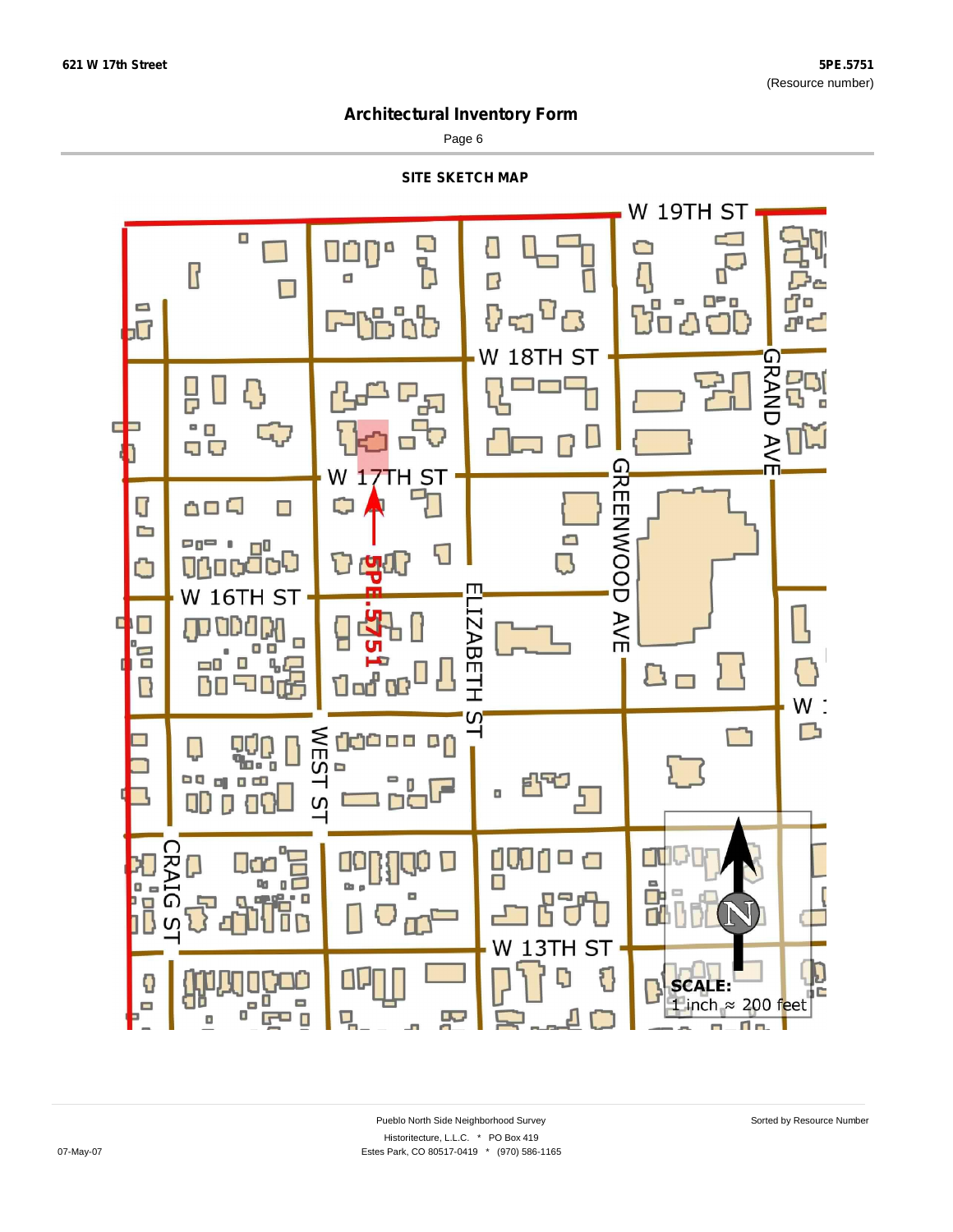621 W 17th Street

5PE.5751
(Resource number)

# Architectural Inventory Form

Page 6

## SITE SKETCH MAP

W 19TH ST

W 18TH ST

W 17TH ST

W 16TH ST

GRAND AVE

GREENWOOD AVE

ELIZABETH ST

WEST ST

CRAIG ST

W 13TH ST

5PE.5751

**SCALE:**
1 inch ≈ 200 feet

Pueblo North Side Neighborhood Survey

Historitecture, L.L.C. * PO Box 419

Estes Park, CO 80517-0419 * (970) 586-1165

Sorted by Resource Number

07-May-07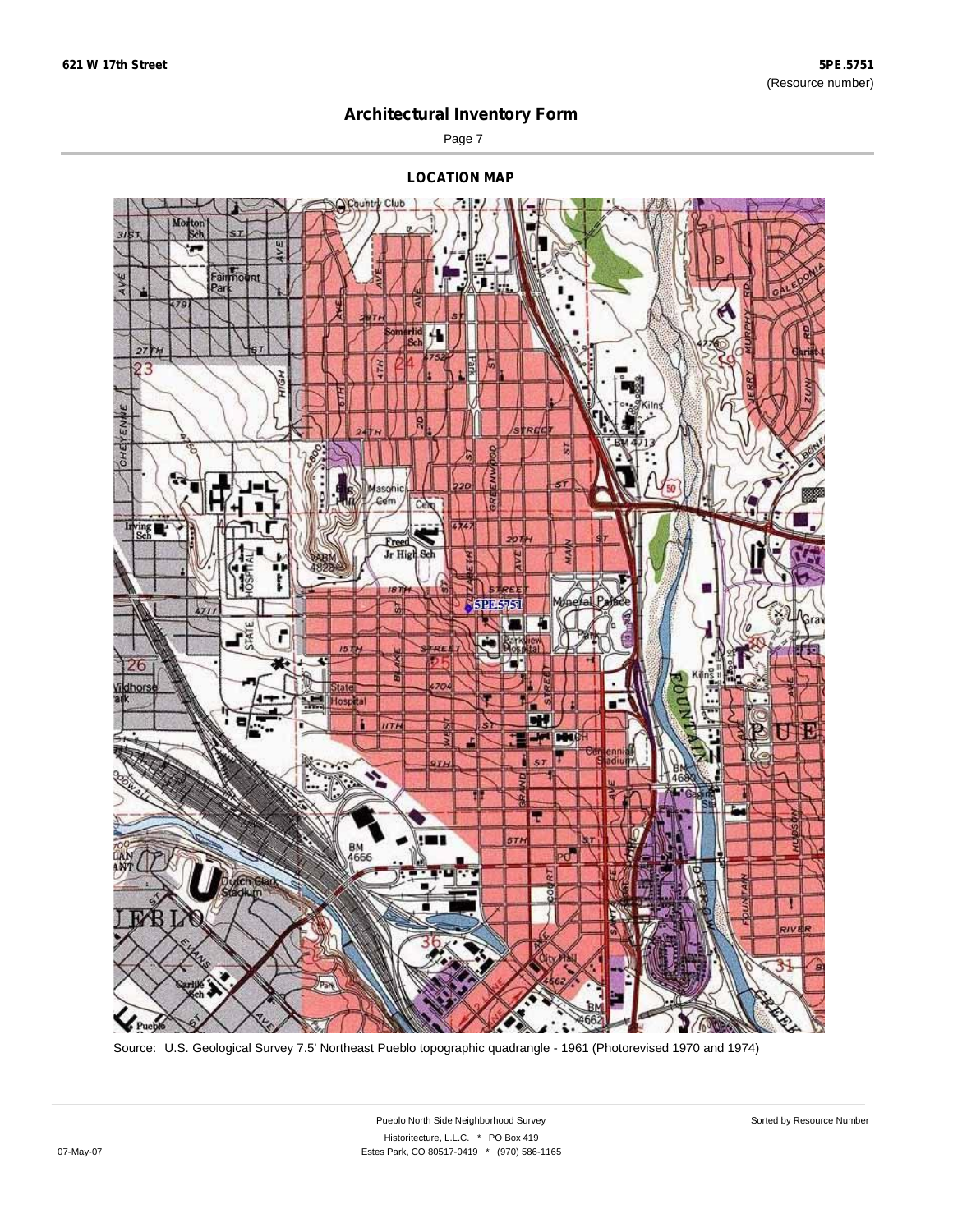## LOCATION MAP

Source: U.S. Geological Survey 7.5' Northeast Pueblo topographic quadrangle - 1961 (Photorevised 1970 and 1974)